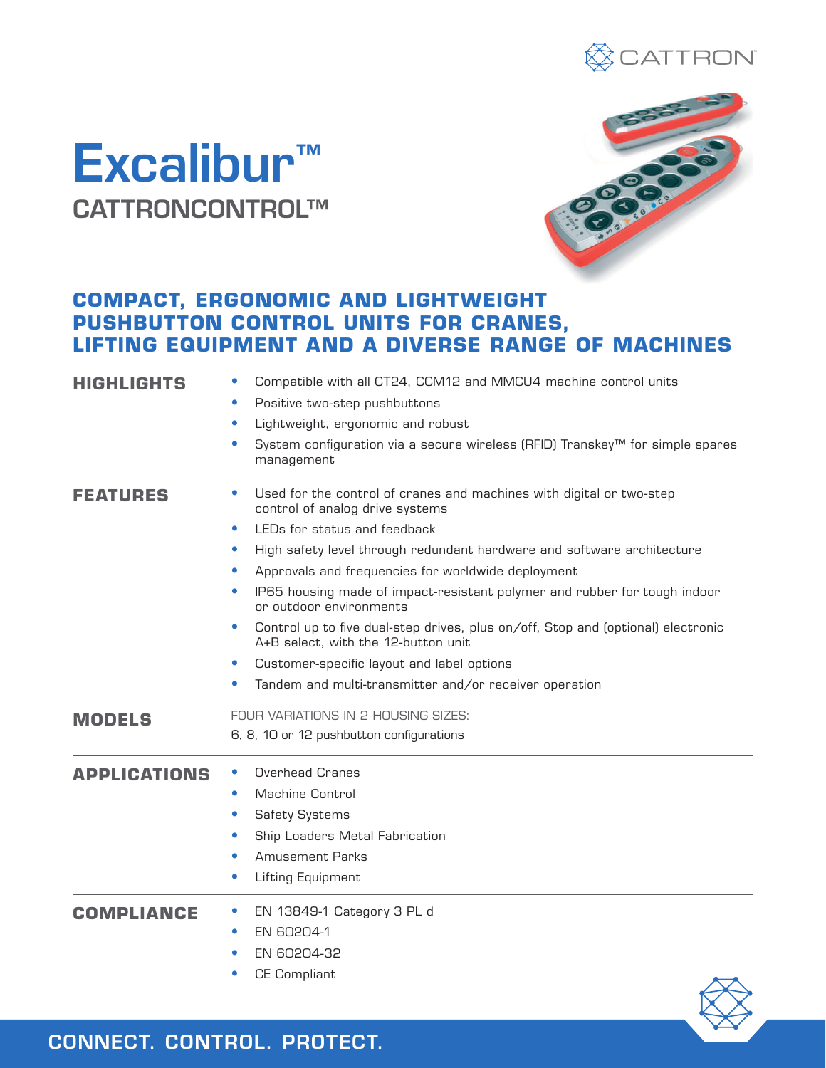# Excalibur™

## CATTRONCONTROL™

### COMPACT, ERGONOMIC AND LIGHTWEIGHT PUSHBUTTON CONTROL UNITS FOR CRANES, LIFTING EQUIPMENT AND A DIVERSE RANGE OF MACHINES

#### HIGHLIGHTS

- Compatible with all CT24, CCM12 and MMCU4 machine control units
- Positive two-step pushbuttons
- Lightweight, ergonomic and robust
- System configuration via a secure wireless (RFID) Transkey™ for simple spares management

#### FEATURES

- Used for the control of cranes and machines with digital or two-step control of analog drive systems
- LEDs for status and feedback
- High safety level through redundant hardware and software architecture
- Approvals and frequencies for worldwide deployment
- IP65 housing made of impact-resistant polymer and rubber for tough indoor or outdoor environments
- Control up to five dual-step drives, plus on/off, Stop and (optional) electronic A+B select, with the 12-button unit
- Customer-specific layout and label options
- Tandem and multi-transmitter and/or receiver operation

#### MODELS

FOUR VARIATIONS IN 2 HOUSING SIZES:

6, 8, 10 or 12 pushbutton configurations

#### APPLICATIONS

- Overhead Cranes
- Machine Control
- Safety Systems
- Ship Loaders Metal Fabrication
- Amusement Parks
- Lifting Equipment

#### COMPLIANCE

- EN 13849-1 Category 3 PL d
- EN 60204-1
- EN 60204-32
- CE Compliant

CONNECT. CONTROL. PROTECT.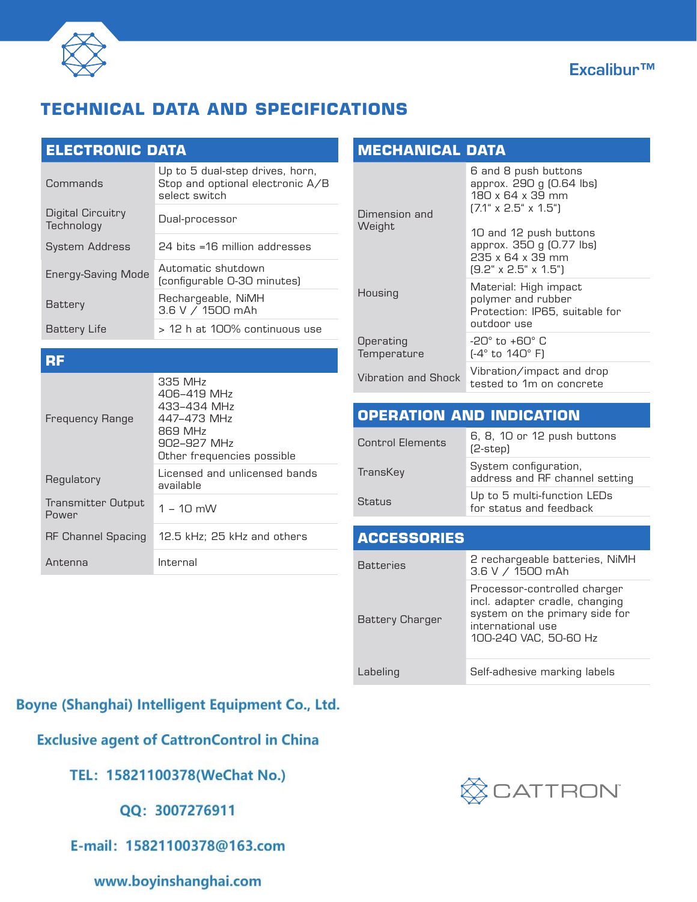Excalibur™

# TECHNICAL DATA AND SPECIFICATIONS

## ELECTRONIC DATA

| | |
|---|---|
| Commands | Up to 5 dual-step drives, horn, Stop and optional electronic A/B select switch |
| Digital Circuitry Technology | Dual-processor |
| System Address | 24 bits =16 million addresses |
| Energy-Saving Mode | Automatic shutdown (configurable 0-30 minutes) |
| Battery | Rechargeable, NiMH 3.6 V / 1500 mAh |
| Battery Life | > 12 h at 100% continuous use |

## RF

| | |
|---|---|
| Frequency Range | 335 MHz<br>406–419 MHz<br>433–434 MHz<br>447–473 MHz<br>869 MHz<br>902–927 MHz<br>Other frequencies possible |
| Regulatory | Licensed and unlicensed bands available |
| Transmitter Output Power | 1 – 10 mW |
| RF Channel Spacing | 12.5 kHz; 25 kHz and others |
| Antenna | Internal |

## MECHANICAL DATA

| | |
|---|---|
| Dimension and Weight | 6 and 8 push buttons<br>approx. 290 g (0.64 lbs)<br>180 x 64 x 39 mm<br>(7.1" x 2.5" x 1.5")<br><br>10 and 12 push buttons<br>approx. 350 g (0.77 lbs)<br>235 x 64 x 39 mm<br>(9.2" x 2.5" x 1.5") |
| Housing | Material: High impact polymer and rubber<br>Protection: IP65, suitable for outdoor use |
| Operating Temperature | -20° to +60° C<br>(-4° to 140° F) |
| Vibration and Shock | Vibration/impact and drop tested to 1m on concrete |

## OPERATION AND INDICATION

| | |
|---|---|
| Control Elements | 6, 8, 10 or 12 push buttons (2-step) |
| TransKey | System configuration, address and RF channel setting |
| Status | Up to 5 multi-function LEDs for status and feedback |

## ACCESSORIES

| | |
|---|---|
| Batteries | 2 rechargeable batteries, NiMH 3.6 V / 1500 mAh |
| Battery Charger | Processor-controlled charger incl. adapter cradle, changing system on the primary side for international use<br>100-240 VAC, 50-60 Hz |
| Labeling | Self-adhesive marking labels |

**Boyne (Shanghai) Intelligent Equipment Co., Ltd.**

**Exclusive agent of CattronControl in China**

**TEL：15821100378(WeChat No.)**

**QQ：3007276911**

**E-mail：15821100378@163.com**

**www.boyinshanghai.com**

CATTRON